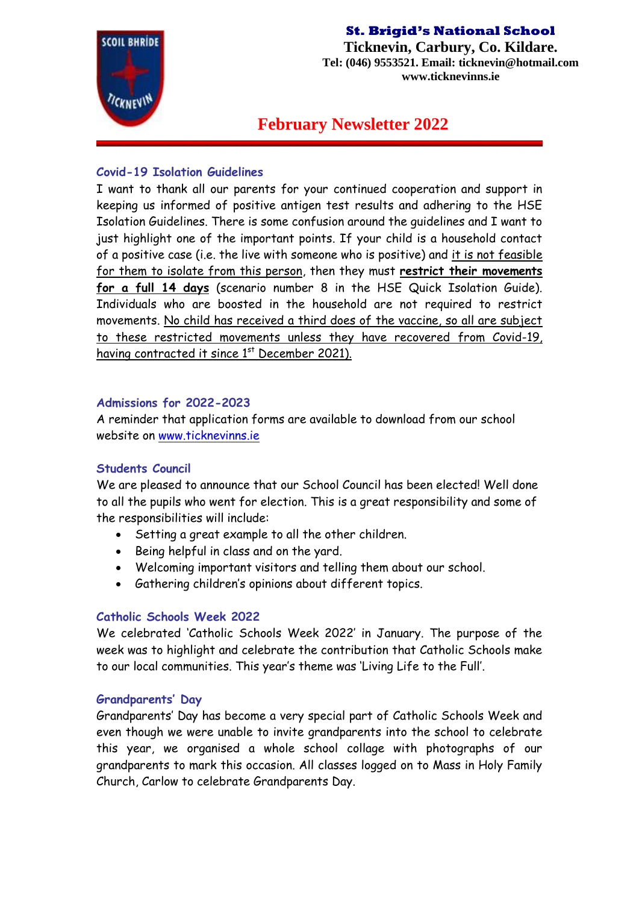**St. Brigid's National School**
**Ticknevin, Carbury, Co. Kildare.**
**Tel: (046) 9553521. Email: ticknevin@hotmail.com**
**www.ticknevinns.ie**

# February Newsletter 2022

## Covid-19 Isolation Guidelines

I want to thank all our parents for your continued cooperation and support in keeping us informed of positive antigen test results and adhering to the HSE Isolation Guidelines. There is some confusion around the guidelines and I want to just highlight one of the important points. If your child is a household contact of a positive case (i.e. the live with someone who is positive) and it is not feasible for them to isolate from this person, then they must **restrict their movements for a full 14 days** (scenario number 8 in the HSE Quick Isolation Guide). Individuals who are boosted in the household are not required to restrict movements. No child has received a third does of the vaccine, so all are subject to these restricted movements unless they have recovered from Covid-19, having contracted it since 1st December 2021).

## Admissions for 2022-2023

A reminder that application forms are available to download from our school website on www.ticknevinns.ie

## Students Council

We are pleased to announce that our School Council has been elected! Well done to all the pupils who went for election. This is a great responsibility and some of the responsibilities will include:

- Setting a great example to all the other children.
- Being helpful in class and on the yard.
- Welcoming important visitors and telling them about our school.
- Gathering children's opinions about different topics.

## Catholic Schools Week 2022

We celebrated 'Catholic Schools Week 2022' in January. The purpose of the week was to highlight and celebrate the contribution that Catholic Schools make to our local communities. This year's theme was 'Living Life to the Full'.

## Grandparents' Day

Grandparents' Day has become a very special part of Catholic Schools Week and even though we were unable to invite grandparents into the school to celebrate this year, we organised a whole school collage with photographs of our grandparents to mark this occasion. All classes logged on to Mass in Holy Family Church, Carlow to celebrate Grandparents Day.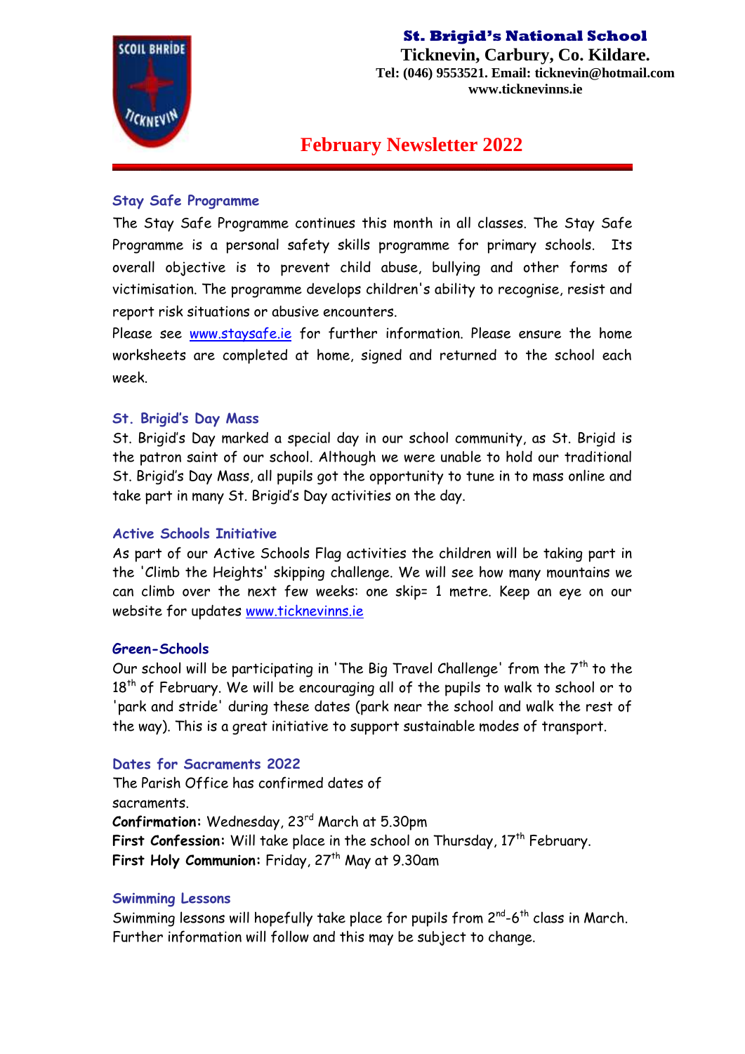**St. Brigid's National School**
**Ticknevin, Carbury, Co. Kildare.**
**Tel: (046) 9553521. Email: ticknevin@hotmail.com**
**www.ticknevinns.ie**

# February Newsletter 2022

### Stay Safe Programme

The Stay Safe Programme continues this month in all classes. The Stay Safe Programme is a personal safety skills programme for primary schools. Its overall objective is to prevent child abuse, bullying and other forms of victimisation. The programme develops children's ability to recognise, resist and report risk situations or abusive encounters.

Please see www.staysafe.ie for further information. Please ensure the home worksheets are completed at home, signed and returned to the school each week.

### St. Brigid's Day Mass

St. Brigid's Day marked a special day in our school community, as St. Brigid is the patron saint of our school. Although we were unable to hold our traditional St. Brigid's Day Mass, all pupils got the opportunity to tune in to mass online and take part in many St. Brigid's Day activities on the day.

### Active Schools Initiative

As part of our Active Schools Flag activities the children will be taking part in the 'Climb the Heights' skipping challenge. We will see how many mountains we can climb over the next few weeks: one skip= 1 metre. Keep an eye on our website for updates www.ticknevinns.ie

### Green-Schools

Our school will be participating in 'The Big Travel Challenge' from the 7th to the 18th of February. We will be encouraging all of the pupils to walk to school or to 'park and stride' during these dates (park near the school and walk the rest of the way). This is a great initiative to support sustainable modes of transport.

### Dates for Sacraments 2022

The Parish Office has confirmed dates of sacraments.

**Confirmation:** Wednesday, 23rd March at 5.30pm
**First Confession:** Will take place in the school on Thursday, 17th February.
**First Holy Communion:** Friday, 27th May at 9.30am

### Swimming Lessons

Swimming lessons will hopefully take place for pupils from 2nd-6th class in March. Further information will follow and this may be subject to change.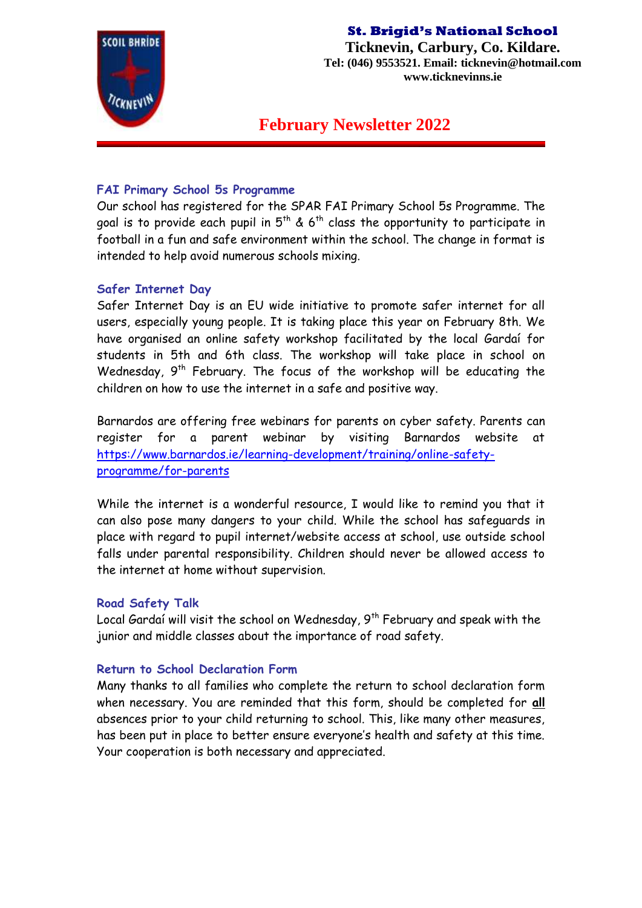**St. Brigid's National School**
**Ticknevin, Carbury, Co. Kildare.**
**Tel: (046) 9553521. Email: ticknevin@hotmail.com**
**www.ticknevinns.ie**

# February Newsletter 2022

### FAI Primary School 5s Programme

Our school has registered for the SPAR FAI Primary School 5s Programme. The goal is to provide each pupil in 5th & 6th class the opportunity to participate in football in a fun and safe environment within the school. The change in format is intended to help avoid numerous schools mixing.

### Safer Internet Day

Safer Internet Day is an EU wide initiative to promote safer internet for all users, especially young people. It is taking place this year on February 8th. We have organised an online safety workshop facilitated by the local Gardaí for students in 5th and 6th class. The workshop will take place in school on Wednesday, 9th February. The focus of the workshop will be educating the children on how to use the internet in a safe and positive way.

Barnardos are offering free webinars for parents on cyber safety. Parents can register for a parent webinar by visiting Barnardos website at [https://www.barnardos.ie/learning-development/training/online-safety-programme/for-parents](https://www.barnardos.ie/learning-development/training/online-safety-programme/for-parents)

While the internet is a wonderful resource, I would like to remind you that it can also pose many dangers to your child. While the school has safeguards in place with regard to pupil internet/website access at school, use outside school falls under parental responsibility. Children should never be allowed access to the internet at home without supervision.

### Road Safety Talk

Local Gardaí will visit the school on Wednesday, 9th February and speak with the junior and middle classes about the importance of road safety.

### Return to School Declaration Form

Many thanks to all families who complete the return to school declaration form when necessary. You are reminded that this form, should be completed for **all** absences prior to your child returning to school. This, like many other measures, has been put in place to better ensure everyone's health and safety at this time. Your cooperation is both necessary and appreciated.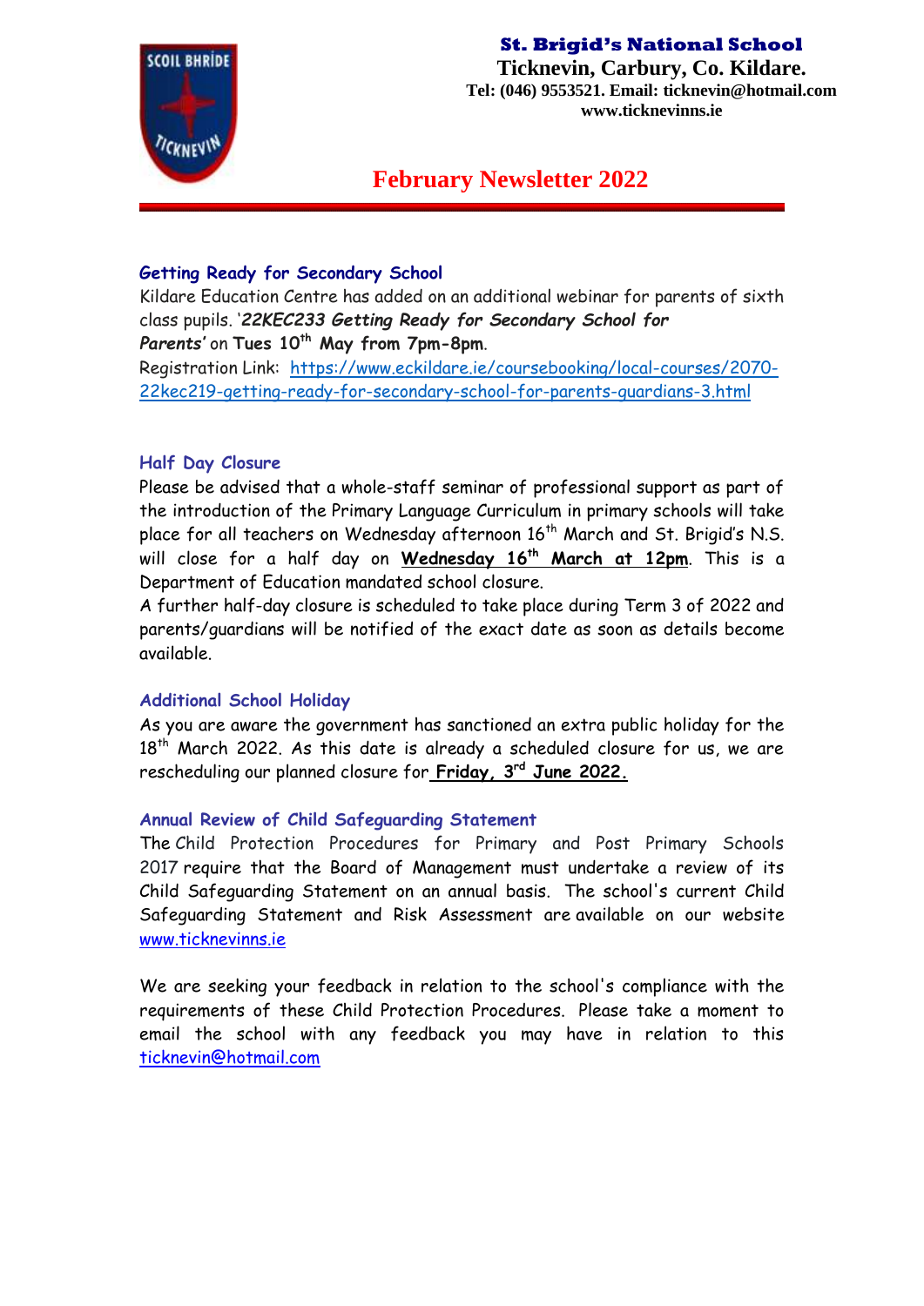**St. Brigid's National School**
**Ticknevin, Carbury, Co. Kildare.**
**Tel: (046) 9553521. Email: ticknevin@hotmail.com**
**www.ticknevinns.ie**

# February Newsletter 2022

### Getting Ready for Secondary School

Kildare Education Centre has added on an additional webinar for parents of sixth class pupils. '***22KEC233 Getting Ready for Secondary School for Parents'*** on **Tues 10th May from 7pm-8pm**.
Registration Link: https://www.eckildare.ie/coursebooking/local-courses/2070-22kec219-getting-ready-for-secondary-school-for-parents-guardians-3.html

### Half Day Closure

Please be advised that a whole-staff seminar of professional support as part of the introduction of the Primary Language Curriculum in primary schools will take place for all teachers on Wednesday afternoon 16th March and St. Brigid's N.S. will close for a half day on **Wednesday 16th March at 12pm**. This is a Department of Education mandated school closure.
A further half-day closure is scheduled to take place during Term 3 of 2022 and parents/guardians will be notified of the exact date as soon as details become available.

### Additional School Holiday

As you are aware the government has sanctioned an extra public holiday for the 18th March 2022. As this date is already a scheduled closure for us, we are rescheduling our planned closure for **Friday, 3rd June 2022.**

### Annual Review of Child Safeguarding Statement

The Child Protection Procedures for Primary and Post Primary Schools 2017 require that the Board of Management must undertake a review of its Child Safeguarding Statement on an annual basis. The school's current Child Safeguarding Statement and Risk Assessment are available on our website www.ticknevinns.ie

We are seeking your feedback in relation to the school's compliance with the requirements of these Child Protection Procedures. Please take a moment to email the school with any feedback you may have in relation to this ticknevin@hotmail.com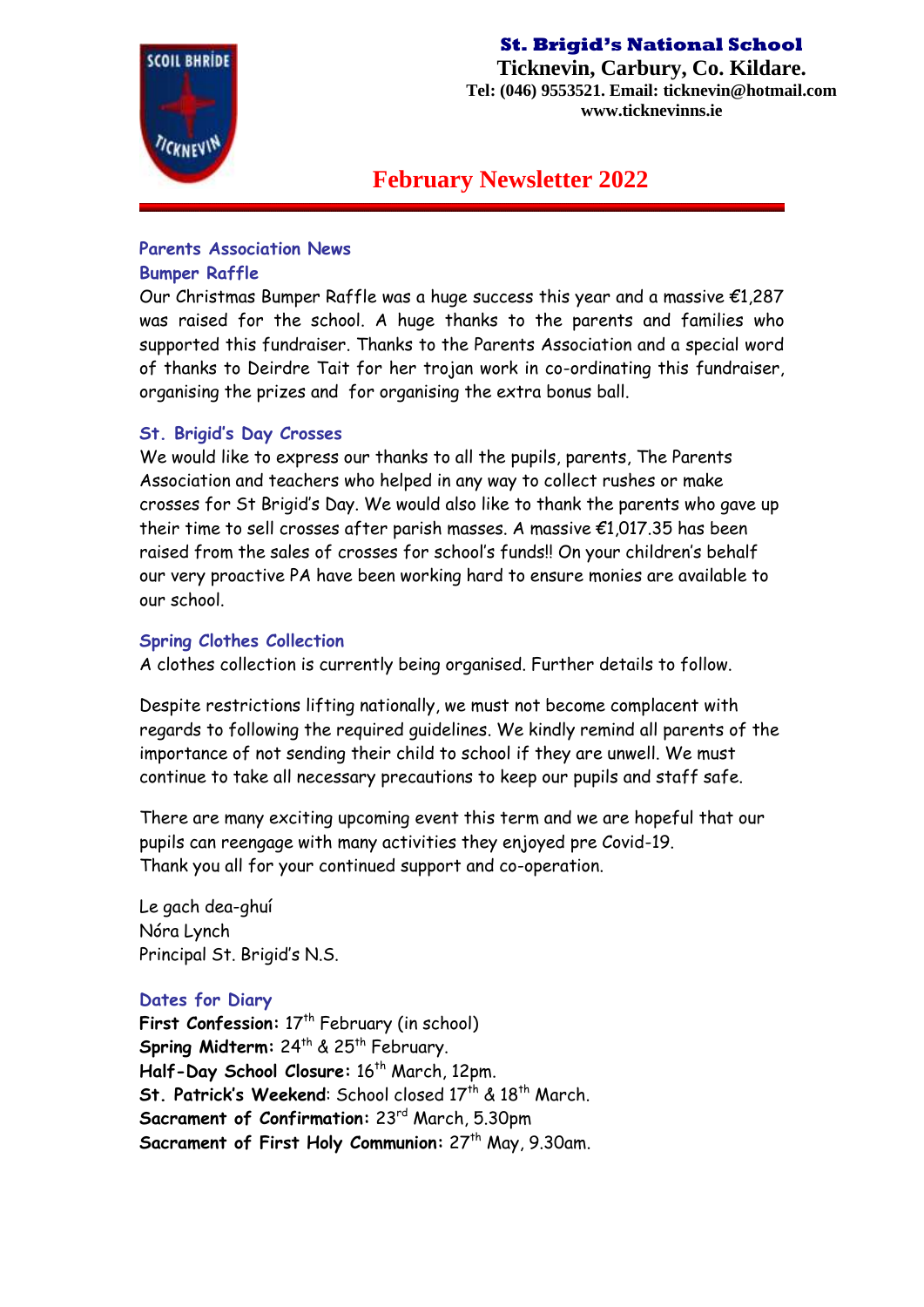**St. Brigid's National School**
**Ticknevin, Carbury, Co. Kildare.**
**Tel: (046) 9553521. Email: ticknevin@hotmail.com**
**www.ticknevinns.ie**

# February Newsletter 2022

## Parents Association News

### Bumper Raffle

Our Christmas Bumper Raffle was a huge success this year and a massive €1,287 was raised for the school. A huge thanks to the parents and families who supported this fundraiser. Thanks to the Parents Association and a special word of thanks to Deirdre Tait for her trojan work in co-ordinating this fundraiser, organising the prizes and for organising the extra bonus ball.

### St. Brigid's Day Crosses

We would like to express our thanks to all the pupils, parents, The Parents Association and teachers who helped in any way to collect rushes or make crosses for St Brigid's Day. We would also like to thank the parents who gave up their time to sell crosses after parish masses. A massive €1,017.35 has been raised from the sales of crosses for school's funds!! On your children's behalf our very proactive PA have been working hard to ensure monies are available to our school.

### Spring Clothes Collection

A clothes collection is currently being organised. Further details to follow.

Despite restrictions lifting nationally, we must not become complacent with regards to following the required guidelines. We kindly remind all parents of the importance of not sending their child to school if they are unwell. We must continue to take all necessary precautions to keep our pupils and staff safe.

There are many exciting upcoming event this term and we are hopeful that our pupils can reengage with many activities they enjoyed pre Covid-19.
Thank you all for your continued support and co-operation.

Le gach dea-ghuí
Nóra Lynch
Principal St. Brigid's N.S.

### Dates for Diary

**First Confession:** 17th February (in school)
**Spring Midterm:** 24th & 25th February.
**Half-Day School Closure:** 16th March, 12pm.
**St. Patrick's Weekend**: School closed 17th & 18th March.
**Sacrament of Confirmation:** 23rd March, 5.30pm
**Sacrament of First Holy Communion:** 27th May, 9.30am.